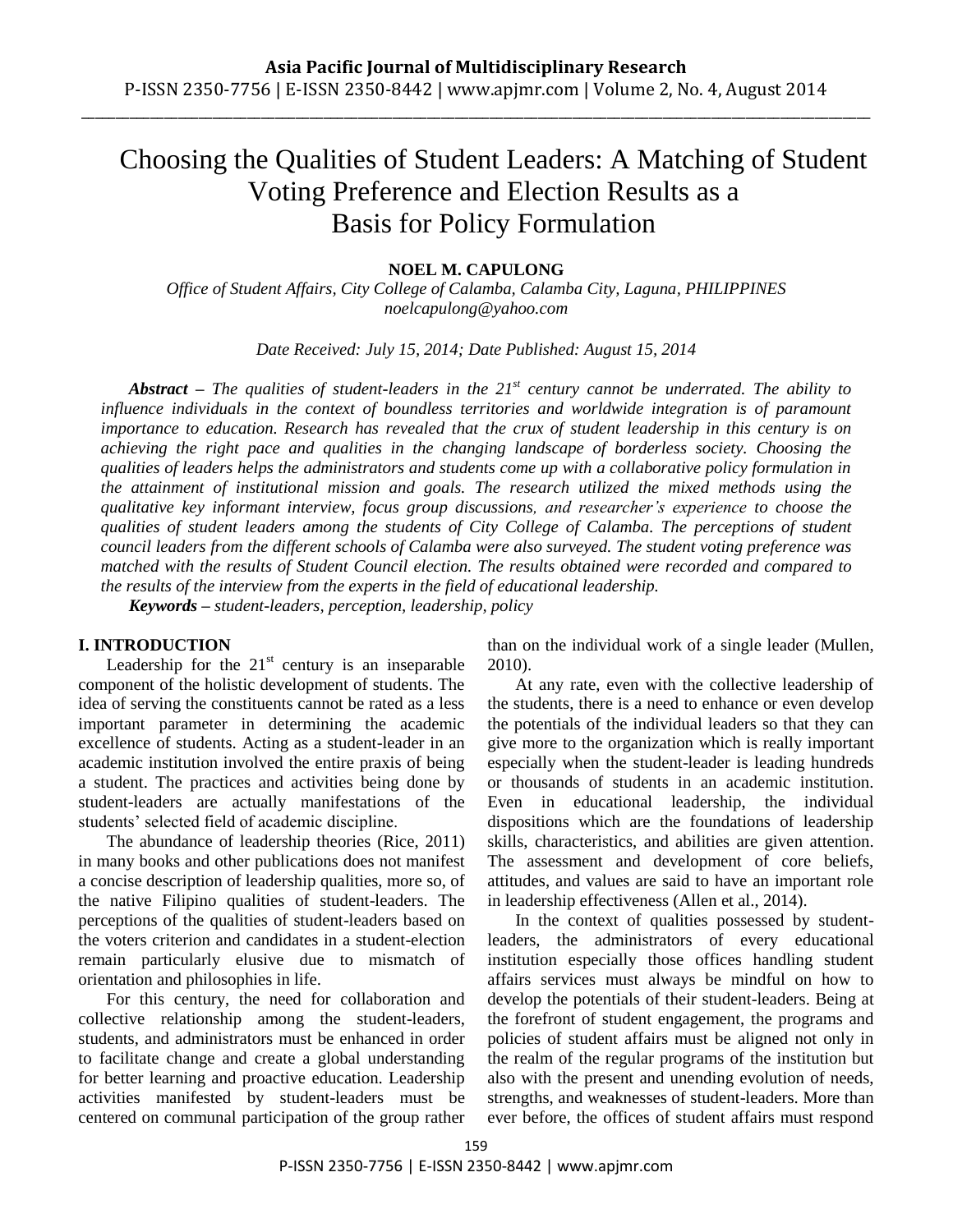# Choosing the Qualities of Student Leaders: A Matching of Student Voting Preference and Election Results as a Basis for Policy Formulation

**NOEL M. CAPULONG**

*Office of Student Affairs, City College of Calamba, Calamba City, Laguna, PHILIPPINES*
*noelcapulong@yahoo.com*

*Date Received: July 15, 2014; Date Published: August 15, 2014*

***Abstract*** *– The qualities of student-leaders in the 21st century cannot be underrated. The ability to influence individuals in the context of boundless territories and worldwide integration is of paramount importance to education. Research has revealed that the crux of student leadership in this century is on achieving the right pace and qualities in the changing landscape of borderless society. Choosing the qualities of leaders helps the administrators and students come up with a collaborative policy formulation in the attainment of institutional mission and goals. The research utilized the mixed methods using the qualitative key informant interview, focus group discussions, and researcher's experience to choose the qualities of student leaders among the students of City College of Calamba. The perceptions of student council leaders from the different schools of Calamba were also surveyed. The student voting preference was matched with the results of Student Council election. The results obtained were recorded and compared to the results of the interview from the experts in the field of educational leadership.*

***Keywords*** *– student-leaders, perception, leadership, policy*

## I. INTRODUCTION

Leadership for the 21st century is an inseparable component of the holistic development of students. The idea of serving the constituents cannot be rated as a less important parameter in determining the academic excellence of students. Acting as a student-leader in an academic institution involved the entire praxis of being a student. The practices and activities being done by student-leaders are actually manifestations of the students' selected field of academic discipline.

The abundance of leadership theories (Rice, 2011) in many books and other publications does not manifest a concise description of leadership qualities, more so, of the native Filipino qualities of student-leaders. The perceptions of the qualities of student-leaders based on the voters criterion and candidates in a student-election remain particularly elusive due to mismatch of orientation and philosophies in life.

For this century, the need for collaboration and collective relationship among the student-leaders, students, and administrators must be enhanced in order to facilitate change and create a global understanding for better learning and proactive education. Leadership activities manifested by student-leaders must be centered on communal participation of the group rather than on the individual work of a single leader (Mullen, 2010).

At any rate, even with the collective leadership of the students, there is a need to enhance or even develop the potentials of the individual leaders so that they can give more to the organization which is really important especially when the student-leader is leading hundreds or thousands of students in an academic institution. Even in educational leadership, the individual dispositions which are the foundations of leadership skills, characteristics, and abilities are given attention. The assessment and development of core beliefs, attitudes, and values are said to have an important role in leadership effectiveness (Allen et al., 2014).

In the context of qualities possessed by student-leaders, the administrators of every educational institution especially those offices handling student affairs services must always be mindful on how to develop the potentials of their student-leaders. Being at the forefront of student engagement, the programs and policies of student affairs must be aligned not only in the realm of the regular programs of the institution but also with the present and unending evolution of needs, strengths, and weaknesses of student-leaders. More than ever before, the offices of student affairs must respond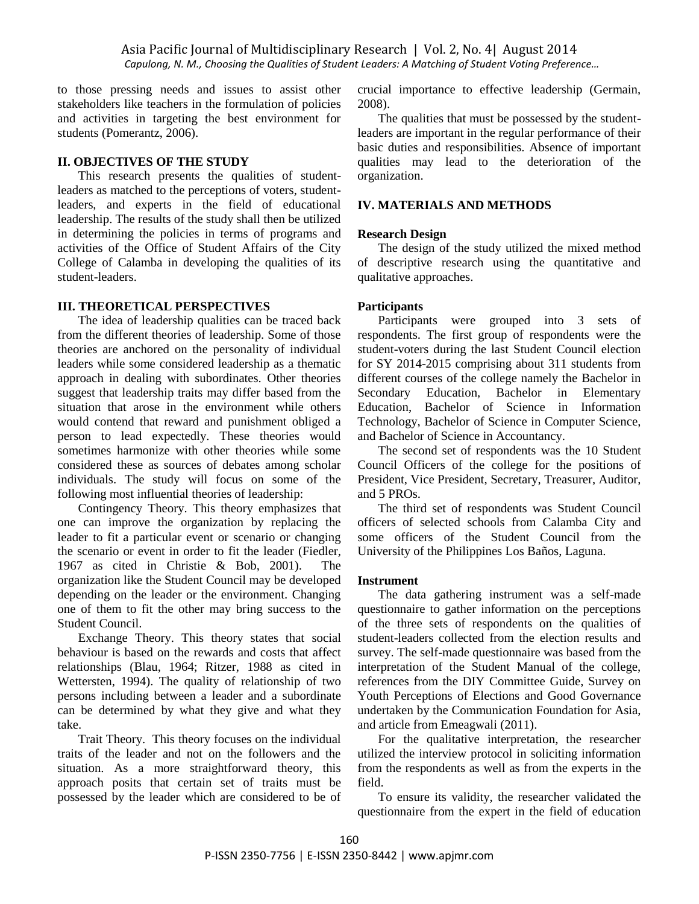to those pressing needs and issues to assist other stakeholders like teachers in the formulation of policies and activities in targeting the best environment for students (Pomerantz, 2006).

## II. OBJECTIVES OF THE STUDY

This research presents the qualities of student-leaders as matched to the perceptions of voters, student-leaders, and experts in the field of educational leadership. The results of the study shall then be utilized in determining the policies in terms of programs and activities of the Office of Student Affairs of the City College of Calamba in developing the qualities of its student-leaders.

## III. THEORETICAL PERSPECTIVES

The idea of leadership qualities can be traced back from the different theories of leadership. Some of those theories are anchored on the personality of individual leaders while some considered leadership as a thematic approach in dealing with subordinates. Other theories suggest that leadership traits may differ based from the situation that arose in the environment while others would contend that reward and punishment obliged a person to lead expectedly. These theories would sometimes harmonize with other theories while some considered these as sources of debates among scholar individuals. The study will focus on some of the following most influential theories of leadership:

Contingency Theory. This theory emphasizes that one can improve the organization by replacing the leader to fit a particular event or scenario or changing the scenario or event in order to fit the leader (Fiedler, 1967 as cited in Christie & Bob, 2001). The organization like the Student Council may be developed depending on the leader or the environment. Changing one of them to fit the other may bring success to the Student Council.

Exchange Theory. This theory states that social behaviour is based on the rewards and costs that affect relationships (Blau, 1964; Ritzer, 1988 as cited in Wettersten, 1994). The quality of relationship of two persons including between a leader and a subordinate can be determined by what they give and what they take.

Trait Theory. This theory focuses on the individual traits of the leader and not on the followers and the situation. As a more straightforward theory, this approach posits that certain set of traits must be possessed by the leader which are considered to be of crucial importance to effective leadership (Germain, 2008).

The qualities that must be possessed by the student-leaders are important in the regular performance of their basic duties and responsibilities. Absence of important qualities may lead to the deterioration of the organization.

## IV. MATERIALS AND METHODS

### Research Design

The design of the study utilized the mixed method of descriptive research using the quantitative and qualitative approaches.

### Participants

Participants were grouped into 3 sets of respondents. The first group of respondents were the student-voters during the last Student Council election for SY 2014-2015 comprising about 311 students from different courses of the college namely the Bachelor in Secondary Education, Bachelor in Elementary Education, Bachelor of Science in Information Technology, Bachelor of Science in Computer Science, and Bachelor of Science in Accountancy.

The second set of respondents was the 10 Student Council Officers of the college for the positions of President, Vice President, Secretary, Treasurer, Auditor, and 5 PROs.

The third set of respondents was Student Council officers of selected schools from Calamba City and some officers of the Student Council from the University of the Philippines Los Baños, Laguna.

### Instrument

The data gathering instrument was a self-made questionnaire to gather information on the perceptions of the three sets of respondents on the qualities of student-leaders collected from the election results and survey. The self-made questionnaire was based from the interpretation of the Student Manual of the college, references from the DIY Committee Guide, Survey on Youth Perceptions of Elections and Good Governance undertaken by the Communication Foundation for Asia, and article from Emeagwali (2011).

For the qualitative interpretation, the researcher utilized the interview protocol in soliciting information from the respondents as well as from the experts in the field.

To ensure its validity, the researcher validated the questionnaire from the expert in the field of education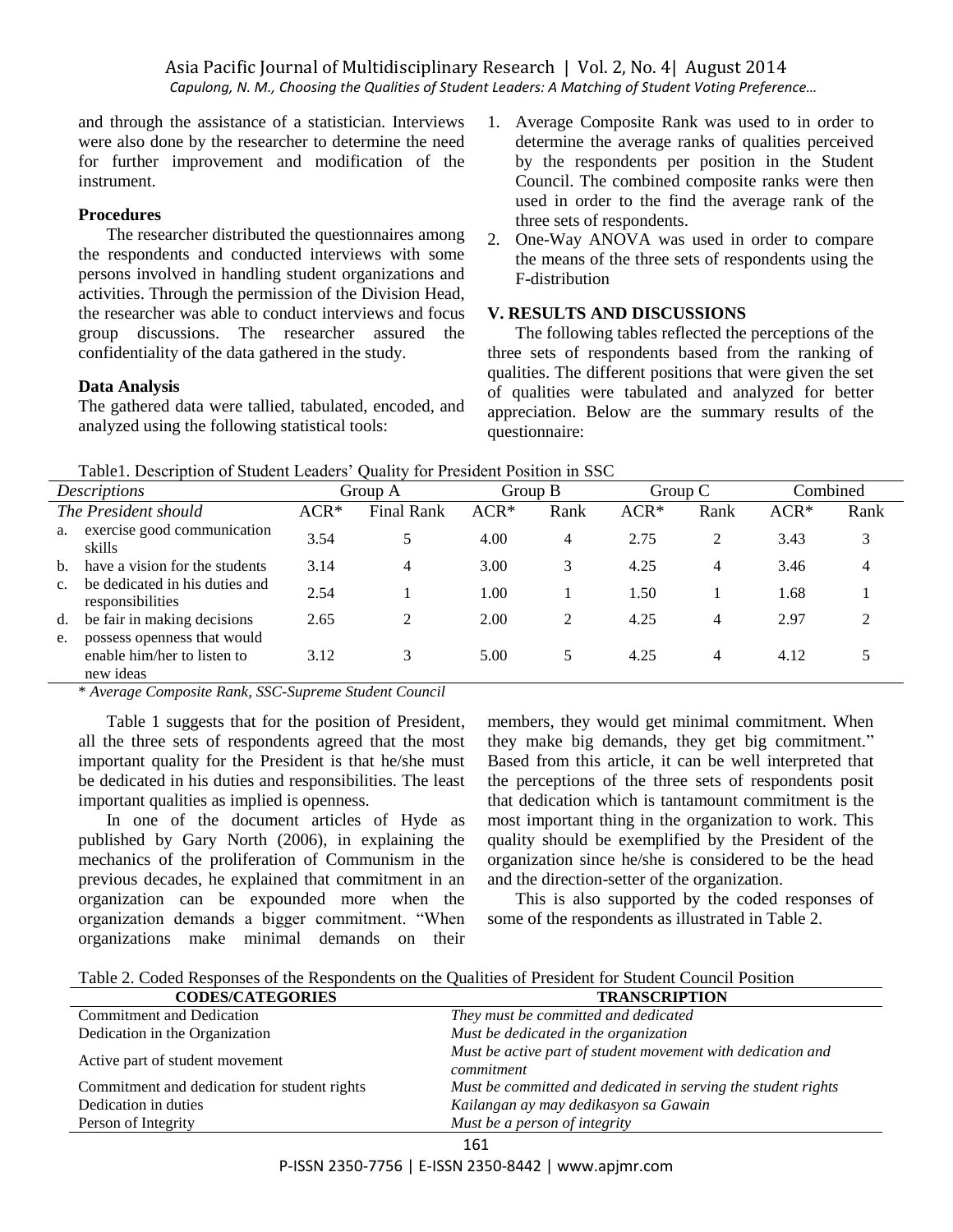and through the assistance of a statistician. Interviews were also done by the researcher to determine the need for further improvement and modification of the instrument.

### Procedures

The researcher distributed the questionnaires among the respondents and conducted interviews with some persons involved in handling student organizations and activities. Through the permission of the Division Head, the researcher was able to conduct interviews and focus group discussions. The researcher assured the confidentiality of the data gathered in the study.

### Data Analysis

The gathered data were tallied, tabulated, encoded, and analyzed using the following statistical tools:

1. Average Composite Rank was used to in order to determine the average ranks of qualities perceived by the respondents per position in the Student Council. The combined composite ranks were then used in order to the find the average rank of the three sets of respondents.
2. One-Way ANOVA was used in order to compare the means of the three sets of respondents using the F-distribution

## V. RESULTS AND DISCUSSIONS

The following tables reflected the perceptions of the three sets of respondents based from the ranking of qualities. The different positions that were given the set of qualities were tabulated and analyzed for better appreciation. Below are the summary results of the questionnaire:

Table1. Description of Student Leaders' Quality for President Position in SSC

| *Descriptions* | Group A | | Group B | | Group C | | Combined | |
|---|---|---|---|---|---|---|---|---|
| *The President should* | ACR* | Final Rank | ACR* | Rank | ACR* | Rank | ACR* | Rank |
| a. exercise good communication skills | 3.54 | 5 | 4.00 | 4 | 2.75 | 2 | 3.43 | 3 |
| b. have a vision for the students | 3.14 | 4 | 3.00 | 3 | 4.25 | 4 | 3.46 | 4 |
| c. be dedicated in his duties and responsibilities | 2.54 | 1 | 1.00 | 1 | 1.50 | 1 | 1.68 | 1 |
| d. be fair in making decisions | 2.65 | 2 | 2.00 | 2 | 4.25 | 4 | 2.97 | 2 |
| e. possess openness that would enable him/her to listen to new ideas | 3.12 | 3 | 5.00 | 5 | 4.25 | 4 | 4.12 | 5 |

\* *Average Composite Rank, SSC-Supreme Student Council*

Table 1 suggests that for the position of President, all the three sets of respondents agreed that the most important quality for the President is that he/she must be dedicated in his duties and responsibilities. The least important qualities as implied is openness.

In one of the document articles of Hyde as published by Gary North (2006), in explaining the mechanics of the proliferation of Communism in the previous decades, he explained that commitment in an organization can be expounded more when the organization demands a bigger commitment. "When organizations make minimal demands on their members, they would get minimal commitment. When they make big demands, they get big commitment." Based from this article, it can be well interpreted that the perceptions of the three sets of respondents posit that dedication which is tantamount commitment is the most important thing in the organization to work. This quality should be exemplified by the President of the organization since he/she is considered to be the head and the direction-setter of the organization.

This is also supported by the coded responses of some of the respondents as illustrated in Table 2.

Table 2. Coded Responses of the Respondents on the Qualities of President for Student Council Position

| CODES/CATEGORIES | TRANSCRIPTION |
|---|---|
| Commitment and Dedication | *They must be committed and dedicated* |
| Dedication in the Organization | *Must be dedicated in the organization* |
| Active part of student movement | *Must be active part of student movement with dedication and commitment* |
| Commitment and dedication for student rights | *Must be committed and dedicated in serving the student rights* |
| Dedication in duties | *Kailangan ay may dedikasyon sa Gawain* |
| Person of Integrity | *Must be a person of integrity* |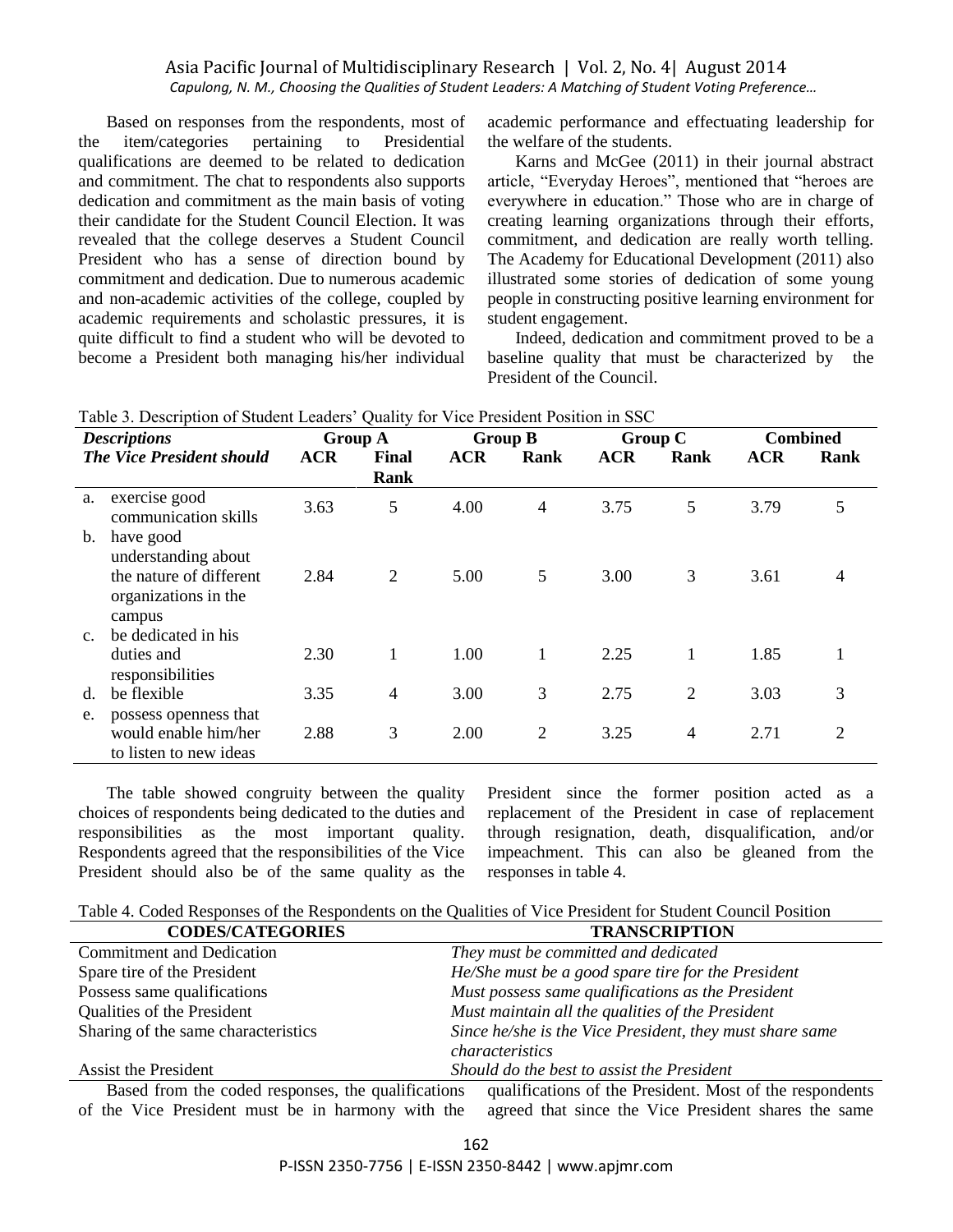Based on responses from the respondents, most of the item/categories pertaining to Presidential qualifications are deemed to be related to dedication and commitment. The chat to respondents also supports dedication and commitment as the main basis of voting their candidate for the Student Council Election. It was revealed that the college deserves a Student Council President who has a sense of direction bound by commitment and dedication. Due to numerous academic and non-academic activities of the college, coupled by academic requirements and scholastic pressures, it is quite difficult to find a student who will be devoted to become a President both managing his/her individual academic performance and effectuating leadership for the welfare of the students.

Karns and McGee (2011) in their journal abstract article, "Everyday Heroes", mentioned that "heroes are everywhere in education." Those who are in charge of creating learning organizations through their efforts, commitment, and dedication are really worth telling. The Academy for Educational Development (2011) also illustrated some stories of dedication of some young people in constructing positive learning environment for student engagement.

Indeed, dedication and commitment proved to be a baseline quality that must be characterized by the President of the Council.

Table 3. Description of Student Leaders' Quality for Vice President Position in SSC

| *Descriptions* | Group A | | Group B | | Group C | | Combined | |
|---|---|---|---|---|---|---|---|---|
| ***The Vice President should*** | **ACR** | **Final Rank** | **ACR** | **Rank** | **ACR** | **Rank** | **ACR** | **Rank** |
| a. exercise good communication skills | 3.63 | 5 | 4.00 | 4 | 3.75 | 5 | 3.79 | 5 |
| b. have good understanding about the nature of different organizations in the campus | 2.84 | 2 | 5.00 | 5 | 3.00 | 3 | 3.61 | 4 |
| c. be dedicated in his duties and responsibilities | 2.30 | 1 | 1.00 | 1 | 2.25 | 1 | 1.85 | 1 |
| d. be flexible | 3.35 | 4 | 3.00 | 3 | 2.75 | 2 | 3.03 | 3 |
| e. possess openness that would enable him/her to listen to new ideas | 2.88 | 3 | 2.00 | 2 | 3.25 | 4 | 2.71 | 2 |

The table showed congruity between the quality choices of respondents being dedicated to the duties and responsibilities as the most important quality. Respondents agreed that the responsibilities of the Vice President should also be of the same quality as the President since the former position acted as a replacement of the President in case of replacement through resignation, death, disqualification, and/or impeachment. This can also be gleaned from the responses in table 4.

Table 4. Coded Responses of the Respondents on the Qualities of Vice President for Student Council Position

| CODES/CATEGORIES | TRANSCRIPTION |
|---|---|
| Commitment and Dedication | *They must be committed and dedicated* |
| Spare tire of the President | *He/She must be a good spare tire for the President* |
| Possess same qualifications | *Must possess same qualifications as the President* |
| Qualities of the President | *Must maintain all the qualities of the President* |
| Sharing of the same characteristics | *Since he/she is the Vice President, they must share same characteristics* |
| Assist the President | *Should do the best to assist the President* |

Based from the coded responses, the qualifications of the Vice President must be in harmony with the qualifications of the President. Most of the respondents agreed that since the Vice President shares the same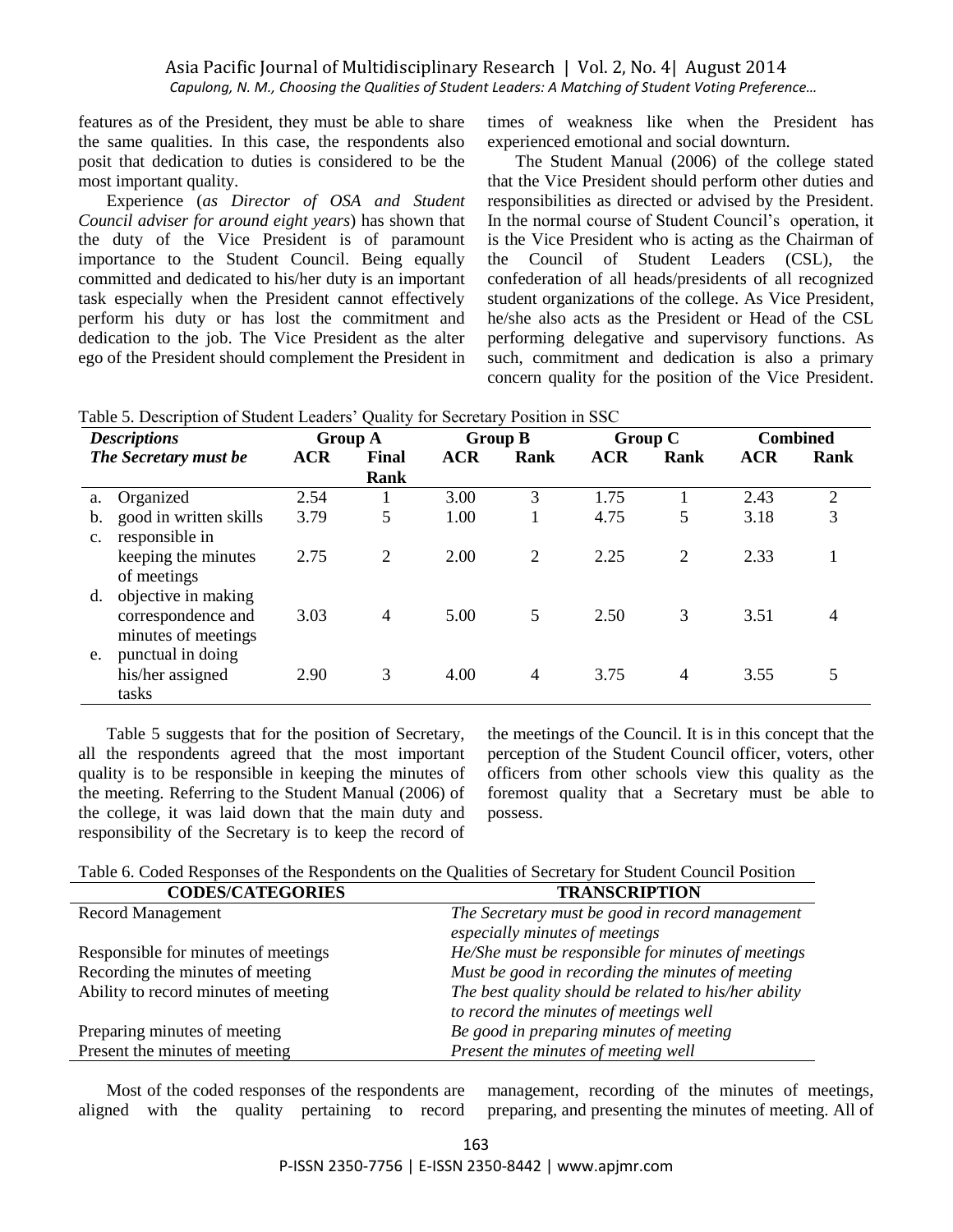features as of the President, they must be able to share the same qualities. In this case, the respondents also posit that dedication to duties is considered to be the most important quality.

Experience (*as Director of OSA and Student Council adviser for around eight years*) has shown that the duty of the Vice President is of paramount importance to the Student Council. Being equally committed and dedicated to his/her duty is an important task especially when the President cannot effectively perform his duty or has lost the commitment and dedication to the job. The Vice President as the alter ego of the President should complement the President in times of weakness like when the President has experienced emotional and social downturn.

The Student Manual (2006) of the college stated that the Vice President should perform other duties and responsibilities as directed or advised by the President. In the normal course of Student Council's operation, it is the Vice President who is acting as the Chairman of the Council of Student Leaders (CSL), the confederation of all heads/presidents of all recognized student organizations of the college. As Vice President, he/she also acts as the President or Head of the CSL performing delegative and supervisory functions. As such, commitment and dedication is also a primary concern quality for the position of the Vice President.

Table 5. Description of Student Leaders' Quality for Secretary Position in SSC

| ***Descriptions*** | Group A | | Group B | | Group C | | Combined | |
|---|---|---|---|---|---|---|---|---|
| ***The Secretary must be*** | **ACR** | **Final Rank** | **ACR** | **Rank** | **ACR** | **Rank** | **ACR** | **Rank** |
| a. Organized | 2.54 | 1 | 3.00 | 3 | 1.75 | 1 | 2.43 | 2 |
| b. good in written skills | 3.79 | 5 | 1.00 | 1 | 4.75 | 5 | 3.18 | 3 |
| c. responsible in keeping the minutes of meetings | 2.75 | 2 | 2.00 | 2 | 2.25 | 2 | 2.33 | 1 |
| d. objective in making correspondence and minutes of meetings | 3.03 | 4 | 5.00 | 5 | 2.50 | 3 | 3.51 | 4 |
| e. punctual in doing his/her assigned tasks | 2.90 | 3 | 4.00 | 4 | 3.75 | 4 | 3.55 | 5 |

Table 5 suggests that for the position of Secretary, all the respondents agreed that the most important quality is to be responsible in keeping the minutes of the meeting. Referring to the Student Manual (2006) of the college, it was laid down that the main duty and responsibility of the Secretary is to keep the record of the meetings of the Council. It is in this concept that the perception of the Student Council officer, voters, other officers from other schools view this quality as the foremost quality that a Secretary must be able to possess.

Table 6. Coded Responses of the Respondents on the Qualities of Secretary for Student Council Position

| CODES/CATEGORIES | TRANSCRIPTION |
|---|---|
| Record Management | *The Secretary must be good in record management especially minutes of meetings* |
| Responsible for minutes of meetings | *He/She must be responsible for minutes of meetings* |
| Recording the minutes of meeting | *Must be good in recording the minutes of meeting* |
| Ability to record minutes of meeting | *The best quality should be related to his/her ability to record the minutes of meetings well* |
| Preparing minutes of meeting | *Be good in preparing minutes of meeting* |
| Present the minutes of meeting | *Present the minutes of meeting well* |

Most of the coded responses of the respondents are aligned with the quality pertaining to record management, recording of the minutes of meetings, preparing, and presenting the minutes of meeting. All of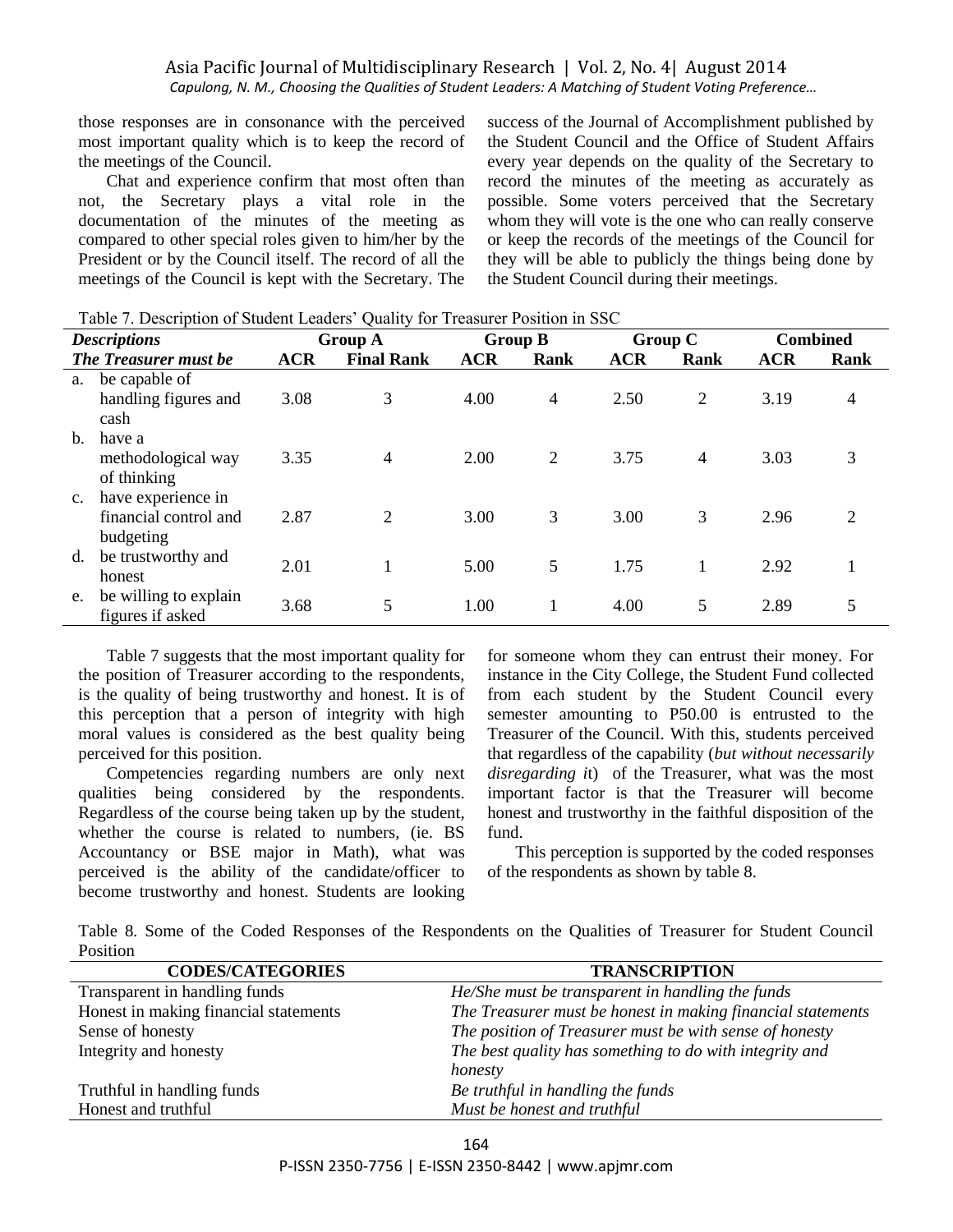those responses are in consonance with the perceived most important quality which is to keep the record of the meetings of the Council.

Chat and experience confirm that most often than not, the Secretary plays a vital role in the documentation of the minutes of the meeting as compared to other special roles given to him/her by the President or by the Council itself. The record of all the meetings of the Council is kept with the Secretary. The success of the Journal of Accomplishment published by the Student Council and the Office of Student Affairs every year depends on the quality of the Secretary to record the minutes of the meeting as accurately as possible. Some voters perceived that the Secretary whom they will vote is the one who can really conserve or keep the records of the meetings of the Council for they will be able to publicly the things being done by the Student Council during their meetings.

Table 7. Description of Student Leaders' Quality for Treasurer Position in SSC

| ***Descriptions*** | **Group A** | | **Group B** | | **Group C** | | **Combined** | |
|---|---|---|---|---|---|---|---|---|
| ***The Treasurer must be*** | **ACR** | **Final Rank** | **ACR** | **Rank** | **ACR** | **Rank** | **ACR** | **Rank** |
| a. be capable of handling figures and cash | 3.08 | 3 | 4.00 | 4 | 2.50 | 2 | 3.19 | 4 |
| b. have a methodological way of thinking | 3.35 | 4 | 2.00 | 2 | 3.75 | 4 | 3.03 | 3 |
| c. have experience in financial control and budgeting | 2.87 | 2 | 3.00 | 3 | 3.00 | 3 | 2.96 | 2 |
| d. be trustworthy and honest | 2.01 | 1 | 5.00 | 5 | 1.75 | 1 | 2.92 | 1 |
| e. be willing to explain figures if asked | 3.68 | 5 | 1.00 | 1 | 4.00 | 5 | 2.89 | 5 |

Table 7 suggests that the most important quality for the position of Treasurer according to the respondents, is the quality of being trustworthy and honest. It is of this perception that a person of integrity with high moral values is considered as the best quality being perceived for this position.

Competencies regarding numbers are only next qualities being considered by the respondents. Regardless of the course being taken up by the student, whether the course is related to numbers, (ie. BS Accountancy or BSE major in Math), what was perceived is the ability of the candidate/officer to become trustworthy and honest. Students are looking for someone whom they can entrust their money. For instance in the City College, the Student Fund collected from each student by the Student Council every semester amounting to P50.00 is entrusted to the Treasurer of the Council. With this, students perceived that regardless of the capability (*but without necessarily disregarding it*) of the Treasurer, what was the most important factor is that the Treasurer will become honest and trustworthy in the faithful disposition of the fund.

This perception is supported by the coded responses of the respondents as shown by table 8.

Table 8. Some of the Coded Responses of the Respondents on the Qualities of Treasurer for Student Council Position

| **CODES/CATEGORIES** | **TRANSCRIPTION** |
|---|---|
| Transparent in handling funds | *He/She must be transparent in handling the funds* |
| Honest in making financial statements | *The Treasurer must be honest in making financial statements* |
| Sense of honesty | *The position of Treasurer must be with sense of honesty* |
| Integrity and honesty | *The best quality has something to do with integrity and honesty* |
| Truthful in handling funds | *Be truthful in handling the funds* |
| Honest and truthful | *Must be honest and truthful* |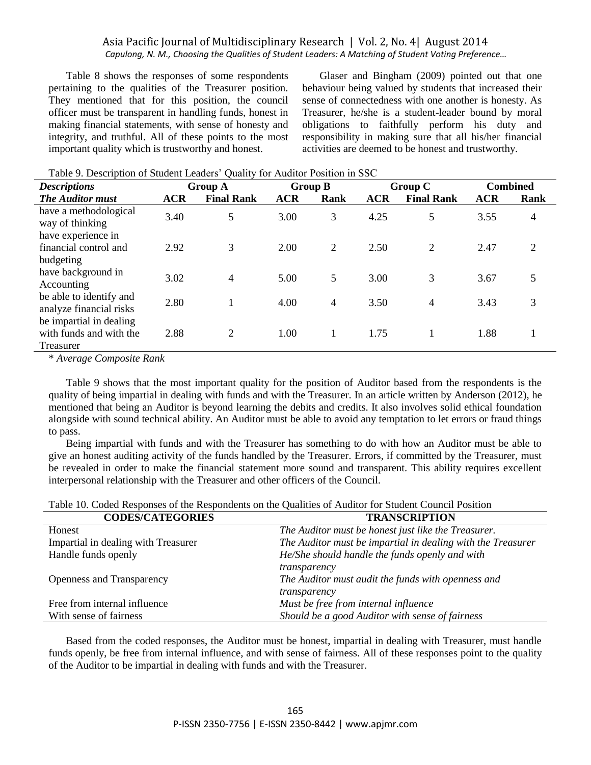Table 8 shows the responses of some respondents pertaining to the qualities of the Treasurer position. They mentioned that for this position, the council officer must be transparent in handling funds, honest in making financial statements, with sense of honesty and integrity, and truthful. All of these points to the most important quality which is trustworthy and honest.

Glaser and Bingham (2009) pointed out that one behaviour being valued by students that increased their sense of connectedness with one another is honesty. As Treasurer, he/she is a student-leader bound by moral obligations to faithfully perform his duty and responsibility in making sure that all his/her financial activities are deemed to be honest and trustworthy.

Table 9. Description of Student Leaders' Quality for Auditor Position in SSC

| *Descriptions* | Group A | | Group B | | Group C | | Combined | |
|---|---|---|---|---|---|---|---|---|
| ***The Auditor must*** | **ACR** | **Final Rank** | **ACR** | **Rank** | **ACR** | **Final Rank** | **ACR** | **Rank** |
| have a methodological way of thinking | 3.40 | 5 | 3.00 | 3 | 4.25 | 5 | 3.55 | 4 |
| have experience in financial control and budgeting | 2.92 | 3 | 2.00 | 2 | 2.50 | 2 | 2.47 | 2 |
| have background in Accounting | 3.02 | 4 | 5.00 | 5 | 3.00 | 3 | 3.67 | 5 |
| be able to identify and analyze financial risks | 2.80 | 1 | 4.00 | 4 | 3.50 | 4 | 3.43 | 3 |
| be impartial in dealing with funds and with the Treasurer | 2.88 | 2 | 1.00 | 1 | 1.75 | 1 | 1.88 | 1 |

\* *Average Composite Rank*

Table 9 shows that the most important quality for the position of Auditor based from the respondents is the quality of being impartial in dealing with funds and with the Treasurer. In an article written by Anderson (2012), he mentioned that being an Auditor is beyond learning the debits and credits. It also involves solid ethical foundation alongside with sound technical ability. An Auditor must be able to avoid any temptation to let errors or fraud things to pass.

Being impartial with funds and with the Treasurer has something to do with how an Auditor must be able to give an honest auditing activity of the funds handled by the Treasurer. Errors, if committed by the Treasurer, must be revealed in order to make the financial statement more sound and transparent. This ability requires excellent interpersonal relationship with the Treasurer and other officers of the Council.

Table 10. Coded Responses of the Respondents on the Qualities of Auditor for Student Council Position

| CODES/CATEGORIES | TRANSCRIPTION |
|---|---|
| Honest | *The Auditor must be honest just like the Treasurer.* |
| Impartial in dealing with Treasurer | *The Auditor must be impartial in dealing with the Treasurer* |
| Handle funds openly | *He/She should handle the funds openly and with transparency* |
| Openness and Transparency | *The Auditor must audit the funds with openness and transparency* |
| Free from internal influence | *Must be free from internal influence* |
| With sense of fairness | *Should be a good Auditor with sense of fairness* |

Based from the coded responses, the Auditor must be honest, impartial in dealing with Treasurer, must handle funds openly, be free from internal influence, and with sense of fairness. All of these responses point to the quality of the Auditor to be impartial in dealing with funds and with the Treasurer.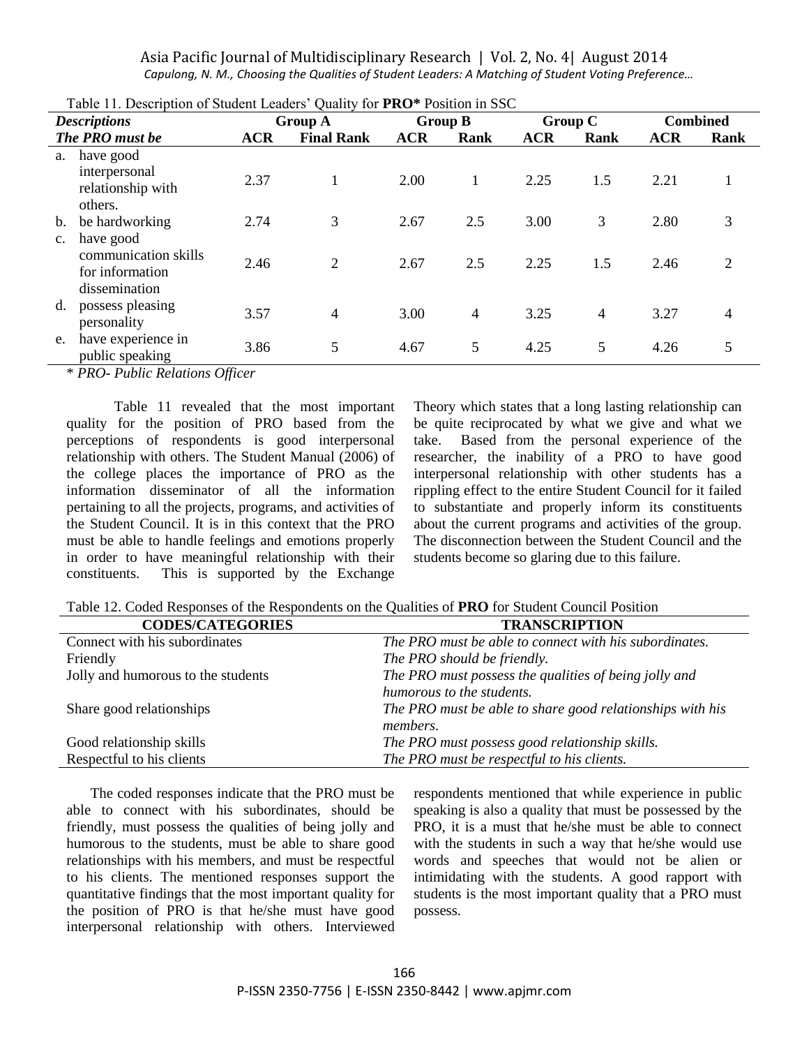Table 11. Description of Student Leaders' Quality for **PRO*** Position in SSC

| *Descriptions* | Group A | | Group B | | Group C | | Combined | |
|---|---|---|---|---|---|---|---|---|
| *The PRO must be* | ACR | Final Rank | ACR | Rank | ACR | Rank | ACR | Rank |
| a. have good interpersonal relationship with others. | 2.37 | 1 | 2.00 | 1 | 2.25 | 1.5 | 2.21 | 1 |
| b. be hardworking | 2.74 | 3 | 2.67 | 2.5 | 3.00 | 3 | 2.80 | 3 |
| c. have good communication skills for information dissemination | 2.46 | 2 | 2.67 | 2.5 | 2.25 | 1.5 | 2.46 | 2 |
| d. possess pleasing personality | 3.57 | 4 | 3.00 | 4 | 3.25 | 4 | 3.27 | 4 |
| e. have experience in public speaking | 3.86 | 5 | 4.67 | 5 | 4.25 | 5 | 4.26 | 5 |

\* *PRO- Public Relations Officer*

Table 11 revealed that the most important quality for the position of PRO based from the perceptions of respondents is good interpersonal relationship with others. The Student Manual (2006) of the college places the importance of PRO as the information disseminator of all the information pertaining to all the projects, programs, and activities of the Student Council. It is in this context that the PRO must be able to handle feelings and emotions properly in order to have meaningful relationship with their constituents. This is supported by the Exchange Theory which states that a long lasting relationship can be quite reciprocated by what we give and what we take. Based from the personal experience of the researcher, the inability of a PRO to have good interpersonal relationship with other students has a rippling effect to the entire Student Council for it failed to substantiate and properly inform its constituents about the current programs and activities of the group. The disconnection between the Student Council and the students become so glaring due to this failure.

Table 12. Coded Responses of the Respondents on the Qualities of **PRO** for Student Council Position

| CODES/CATEGORIES | TRANSCRIPTION |
|---|---|
| Connect with his subordinates | *The PRO must be able to connect with his subordinates.* |
| Friendly | *The PRO should be friendly.* |
| Jolly and humorous to the students | *The PRO must possess the qualities of being jolly and humorous to the students.* |
| Share good relationships | *The PRO must be able to share good relationships with his members.* |
| Good relationship skills | *The PRO must possess good relationship skills.* |
| Respectful to his clients | *The PRO must be respectful to his clients.* |

The coded responses indicate that the PRO must be able to connect with his subordinates, should be friendly, must possess the qualities of being jolly and humorous to the students, must be able to share good relationships with his members, and must be respectful to his clients. The mentioned responses support the quantitative findings that the most important quality for the position of PRO is that he/she must have good interpersonal relationship with others. Interviewed respondents mentioned that while experience in public speaking is also a quality that must be possessed by the PRO, it is a must that he/she must be able to connect with the students in such a way that he/she would use words and speeches that would not be alien or intimidating with the students. A good rapport with students is the most important quality that a PRO must possess.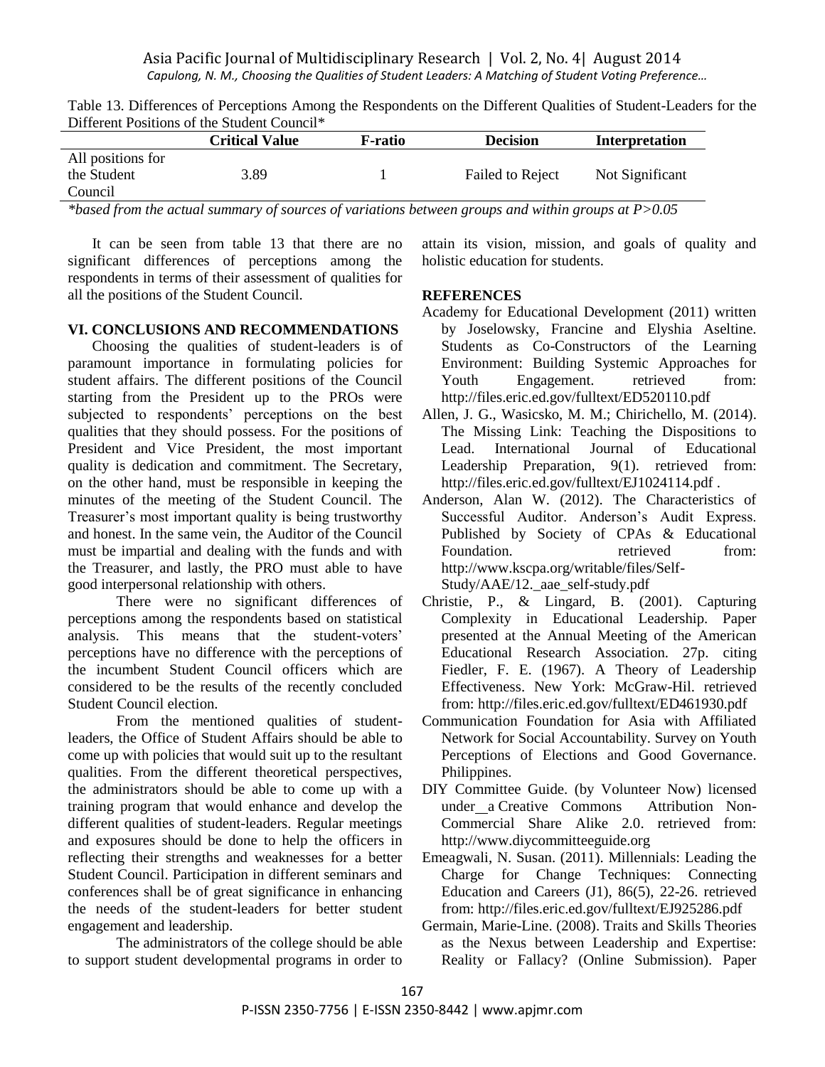Table 13. Differences of Perceptions Among the Respondents on the Different Qualities of Student-Leaders for the Different Positions of the Student Council*

| | Critical Value | F-ratio | Decision | Interpretation |
|---|---|---|---|---|
| All positions for the Student Council | 3.89 | 1 | Failed to Reject | Not Significant |

*based from the actual summary of sources of variations between groups and within groups at $P>0.05$

It can be seen from table 13 that there are no significant differences of perceptions among the respondents in terms of their assessment of qualities for all the positions of the Student Council.

## VI. CONCLUSIONS AND RECOMMENDATIONS

Choosing the qualities of student-leaders is of paramount importance in formulating policies for student affairs. The different positions of the Council starting from the President up to the PROs were subjected to respondents' perceptions on the best qualities that they should possess. For the positions of President and Vice President, the most important quality is dedication and commitment. The Secretary, on the other hand, must be responsible in keeping the minutes of the meeting of the Student Council. The Treasurer's most important quality is being trustworthy and honest. In the same vein, the Auditor of the Council must be impartial and dealing with the funds and with the Treasurer, and lastly, the PRO must able to have good interpersonal relationship with others.

There were no significant differences of perceptions among the respondents based on statistical analysis. This means that the student-voters' perceptions have no difference with the perceptions of the incumbent Student Council officers which are considered to be the results of the recently concluded Student Council election.

From the mentioned qualities of student-leaders, the Office of Student Affairs should be able to come up with policies that would suit up to the resultant qualities. From the different theoretical perspectives, the administrators should be able to come up with a training program that would enhance and develop the different qualities of student-leaders. Regular meetings and exposures should be done to help the officers in reflecting their strengths and weaknesses for a better Student Council. Participation in different seminars and conferences shall be of great significance in enhancing the needs of the student-leaders for better student engagement and leadership.

The administrators of the college should be able to support student developmental programs in order to attain its vision, mission, and goals of quality and holistic education for students.

## REFERENCES

Academy for Educational Development (2011) written by Joselowsky, Francine and Elyshia Aseltine. Students as Co-Constructors of the Learning Environment: Building Systemic Approaches for Youth Engagement. retrieved from: http://files.eric.ed.gov/fulltext/ED520110.pdf

Allen, J. G., Wasicsko, M. M.; Chirichello, M. (2014). The Missing Link: Teaching the Dispositions to Lead. International Journal of Educational Leadership Preparation, 9(1). retrieved from: http://files.eric.ed.gov/fulltext/EJ1024114.pdf .

Anderson, Alan W. (2012). The Characteristics of Successful Auditor. Anderson's Audit Express. Published by Society of CPAs & Educational Foundation. retrieved from: http://www.kscpa.org/writable/files/Self-Study/AAE/12._aae_self-study.pdf

Christie, P., & Lingard, B. (2001). Capturing Complexity in Educational Leadership. Paper presented at the Annual Meeting of the American Educational Research Association. 27p. citing Fiedler, F. E. (1967). A Theory of Leadership Effectiveness. New York: McGraw-Hil. retrieved from: http://files.eric.ed.gov/fulltext/ED461930.pdf

Communication Foundation for Asia with Affiliated Network for Social Accountability. Survey on Youth Perceptions of Elections and Good Governance. Philippines.

DIY Committee Guide. (by Volunteer Now) licensed under a Creative Commons Attribution Non-Commercial Share Alike 2.0. retrieved from: http://www.diycommitteeguide.org

Emeagwali, N. Susan. (2011). Millennials: Leading the Charge for Change Techniques: Connecting Education and Careers (J1), 86(5), 22-26. retrieved from: http://files.eric.ed.gov/fulltext/EJ925286.pdf

Germain, Marie-Line. (2008). Traits and Skills Theories as the Nexus between Leadership and Expertise: Reality or Fallacy? (Online Submission). Paper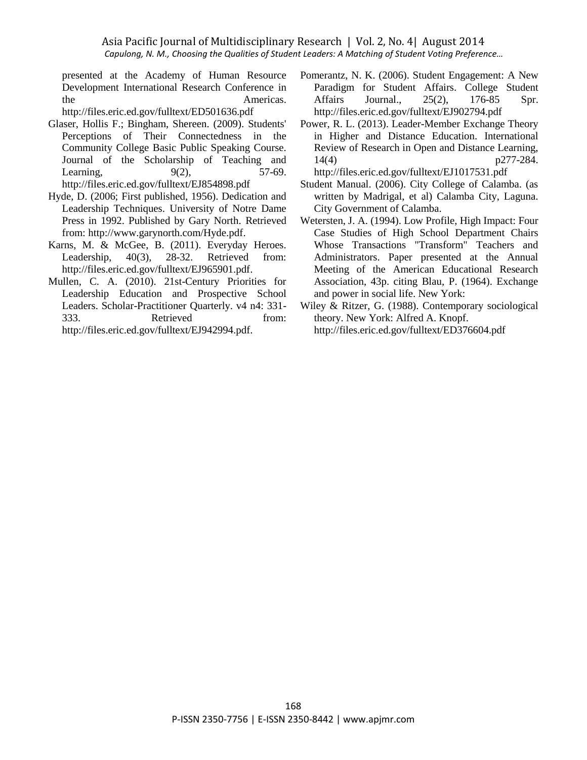presented at the Academy of Human Resource Development International Research Conference in the Americas. http://files.eric.ed.gov/fulltext/ED501636.pdf

Glaser, Hollis F.; Bingham, Shereen. (2009). Students' Perceptions of Their Connectedness in the Community College Basic Public Speaking Course. Journal of the Scholarship of Teaching and Learning, 9(2), 57-69. http://files.eric.ed.gov/fulltext/EJ854898.pdf

Hyde, D. (2006; First published, 1956). Dedication and Leadership Techniques. University of Notre Dame Press in 1992. Published by Gary North. Retrieved from: http://www.garynorth.com/Hyde.pdf.

Karns, M. & McGee, B. (2011). Everyday Heroes. Leadership, 40(3), 28-32. Retrieved from: http://files.eric.ed.gov/fulltext/EJ965901.pdf.

Mullen, C. A. (2010). 21st-Century Priorities for Leadership Education and Prospective School Leaders. Scholar-Practitioner Quarterly. v4 n4: 331-333. Retrieved from: http://files.eric.ed.gov/fulltext/EJ942994.pdf.

Pomerantz, N. K. (2006). Student Engagement: A New Paradigm for Student Affairs. College Student Affairs Journal., 25(2), 176-85 Spr. http://files.eric.ed.gov/fulltext/EJ902794.pdf

Power, R. L. (2013). Leader-Member Exchange Theory in Higher and Distance Education. International Review of Research in Open and Distance Learning, 14(4) p277-284. http://files.eric.ed.gov/fulltext/EJ1017531.pdf

Student Manual. (2006). City College of Calamba. (as written by Madrigal, et al) Calamba City, Laguna. City Government of Calamba.

Wetersten, J. A. (1994). Low Profile, High Impact: Four Case Studies of High School Department Chairs Whose Transactions "Transform" Teachers and Administrators. Paper presented at the Annual Meeting of the American Educational Research Association, 43p. citing Blau, P. (1964). Exchange and power in social life. New York:

Wiley & Ritzer, G. (1988). Contemporary sociological theory. New York: Alfred A. Knopf. http://files.eric.ed.gov/fulltext/ED376604.pdf